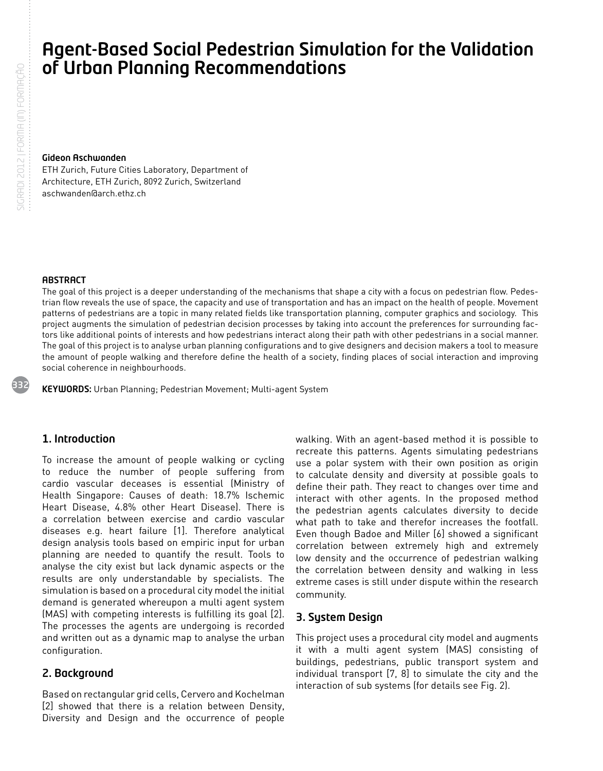# Agent-Based Social Pedestrian Simulation for the Validation of Urban Planning Recommendations

**Gideon Aschwanden**
ETH Zurich, Future Cities Laboratory, Department of Architecture, ETH Zurich, 8092 Zurich, Switzerland
aschwanden@arch.ethz.ch

**ABSTRACT**

The goal of this project is a deeper understanding of the mechanisms that shape a city with a focus on pedestrian flow. Pedestrian flow reveals the use of space, the capacity and use of transportation and has an impact on the health of people. Movement patterns of pedestrians are a topic in many related fields like transportation planning, computer graphics and sociology. This project augments the simulation of pedestrian decision processes by taking into account the preferences for surrounding factors like additional points of interests and how pedestrians interact along their path with other pedestrians in a social manner. The goal of this project is to analyse urban planning configurations and to give designers and decision makers a tool to measure the amount of people walking and therefore define the health of a society, finding places of social interaction and improving social coherence in neighbourhoods.

**KEYWORDS:** Urban Planning; Pedestrian Movement; Multi-agent System

## 1. Introduction

To increase the amount of people walking or cycling to reduce the number of people suffering from cardio vascular deceases is essential (Ministry of Health Singapore: Causes of death: 18.7% Ischemic Heart Disease, 4.8% other Heart Disease). There is a correlation between exercise and cardio vascular diseases e.g. heart failure [1]. Therefore analytical design analysis tools based on empiric input for urban planning are needed to quantify the result. Tools to analyse the city exist but lack dynamic aspects or the results are only understandable by specialists. The simulation is based on a procedural city model the initial demand is generated whereupon a multi agent system (MAS) with competing interests is fulfilling its goal [2]. The processes the agents are undergoing is recorded and written out as a dynamic map to analyse the urban configuration.

## 2. Background

Based on rectangular grid cells, Cervero and Kochelman [2] showed that there is a relation between Density, Diversity and Design and the occurrence of people walking. With an agent-based method it is possible to recreate this patterns. Agents simulating pedestrians use a polar system with their own position as origin to calculate density and diversity at possible goals to define their path. They react to changes over time and interact with other agents. In the proposed method the pedestrian agents calculates diversity to decide what path to take and therefor increases the footfall. Even though Badoe and Miller [6] showed a significant correlation between extremely high and extremely low density and the occurrence of pedestrian walking the correlation between density and walking in less extreme cases is still under dispute within the research community.

## 3. System Design

This project uses a procedural city model and augments it with a multi agent system (MAS) consisting of buildings, pedestrians, public transport system and individual transport [7, 8] to simulate the city and the interaction of sub systems (for details see Fig. 2).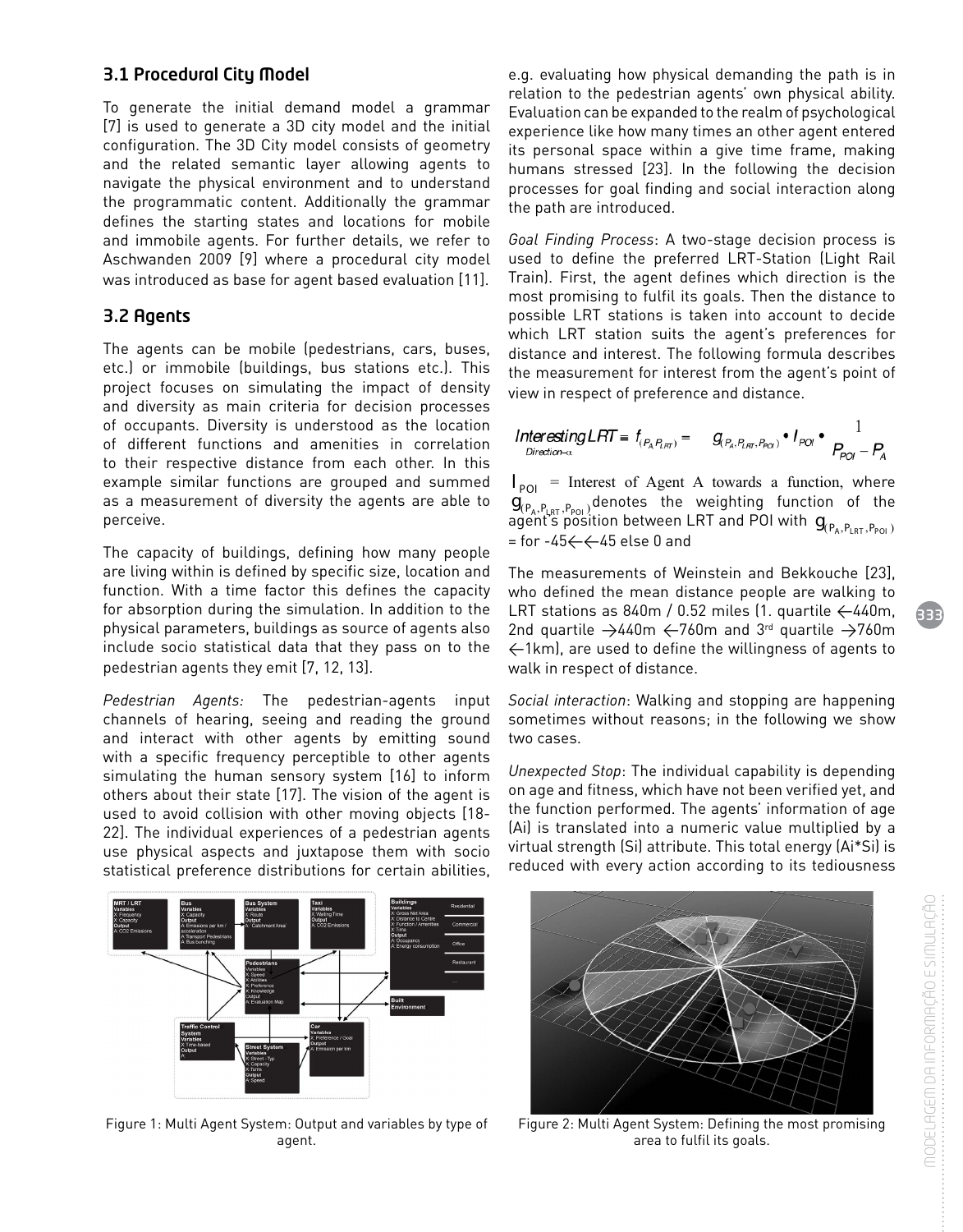### 3.1 Procedural City Model

To generate the initial demand model a grammar [7] is used to generate a 3D city model and the initial configuration. The 3D City model consists of geometry and the related semantic layer allowing agents to navigate the physical environment and to understand the programmatic content. Additionally the grammar defines the starting states and locations for mobile and immobile agents. For further details, we refer to Aschwanden 2009 [9] where a procedural city model was introduced as base for agent based evaluation [11].

### 3.2 Agents

The agents can be mobile (pedestrians, cars, buses, etc.) or immobile (buildings, bus stations etc.). This project focuses on simulating the impact of density and diversity as main criteria for decision processes of occupants. Diversity is understood as the location of different functions and amenities in correlation to their respective distance from each other. In this example similar functions are grouped and summed as a measurement of diversity the agents are able to perceive.

The capacity of buildings, defining how many people are living within is defined by specific size, location and function. With a time factor this defines the capacity for absorption during the simulation. In addition to the physical parameters, buildings as source of agents also include socio statistical data that they pass on to the pedestrian agents they emit [7, 12, 13].

*Pedestrian Agents:* The pedestrian-agents input channels of hearing, seeing and reading the ground and interact with other agents by emitting sound with a specific frequency perceptible to other agents simulating the human sensory system [16] to inform others about their state [17]. The vision of the agent is used to avoid collision with other moving objects [18-22]. The individual experiences of a pedestrian agents use physical aspects and juxtapose them with socio statistical preference distributions for certain abilities, e.g. evaluating how physical demanding the path is in relation to the pedestrian agents' own physical ability. Evaluation can be expanded to the realm of psychological experience like how many times an other agent entered its personal space within a give time frame, making humans stressed [23]. In the following the decision processes for goal finding and social interaction along the path are introduced.

*Goal Finding Process*: A two-stage decision process is used to define the preferred LRT-Station (Light Rail Train). First, the agent defines which direction is the most promising to fulfil its goals. Then the distance to possible LRT stations is taken into account to decide which LRT station suits the agent's preferences for distance and interest. The following formula describes the measurement for interest from the agent's point of view in respect of preference and distance.

$$\underset{Direction-\alpha}{InterestingLRT} \equiv f_{(P_A,P_{LRT})} = g_{(P_A,P_{LRT},P_{POI})} \cdot I_{POI} \cdot \frac{1}{P_{POI} - P_A}$$

$I_{POI}$ = Interest of Agent A towards a function, where $g_{(P_A,P_{LRT},P_{POI})}$ denotes the weighting function of the agent's position between LRT and POI with $g_{(P_A,P_{LRT},P_{POI})}$ = for -45←←45 else 0 and

The measurements of Weinstein and Bekkouche [23], who defined the mean distance people are walking to LRT stations as 840m / 0.52 miles (1. quartile ←440m, 2nd quartile →440m ←760m and 3rd quartile →760m ←1km), are used to define the willingness of agents to walk in respect of distance.

*Social interaction*: Walking and stopping are happening sometimes without reasons; in the following we show two cases.

*Unexpected Stop*: The individual capability is depending on age and fitness, which have not been verified yet, and the function performed. The agents' information of age (Ai) is translated into a numeric value multiplied by a virtual strength (Si) attribute. This total energy (Ai*Si) is reduced with every action according to its tediousness

Figure 1: Multi Agent System: Output and variables by type of agent.

Figure 2: Multi Agent System: Defining the most promising area to fulfil its goals.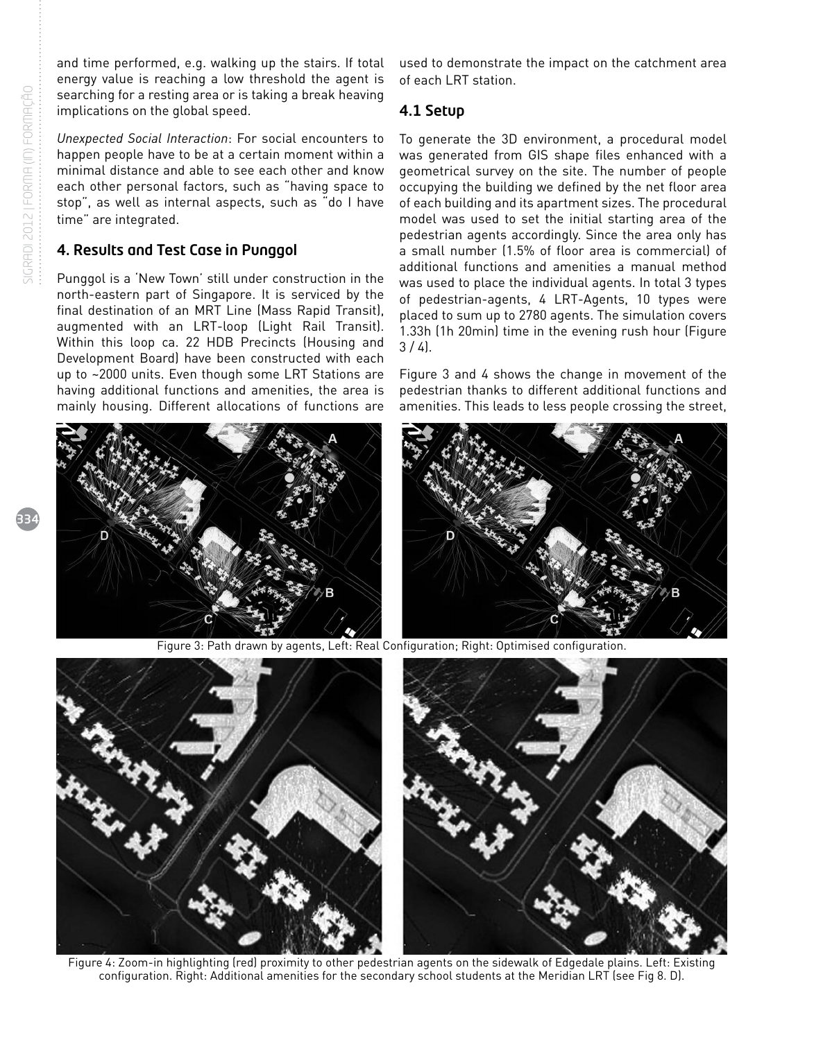and time performed, e.g. walking up the stairs. If total energy value is reaching a low threshold the agent is searching for a resting area or is taking a break heaving implications on the global speed.

*Unexpected Social Interaction*: For social encounters to happen people have to be at a certain moment within a minimal distance and able to see each other and know each other personal factors, such as "having space to stop", as well as internal aspects, such as "do I have time" are integrated.

## 4. Results and Test Case in Punggol

Punggol is a 'New Town' still under construction in the north-eastern part of Singapore. It is serviced by the final destination of an MRT Line (Mass Rapid Transit), augmented with an LRT-loop (Light Rail Transit). Within this loop ca. 22 HDB Precincts (Housing and Development Board) have been constructed with each up to ~2000 units. Even though some LRT Stations are having additional functions and amenities, the area is mainly housing. Different allocations of functions are used to demonstrate the impact on the catchment area of each LRT station.

### 4.1 Setup

To generate the 3D environment, a procedural model was generated from GIS shape files enhanced with a geometrical survey on the site. The number of people occupying the building we defined by the net floor area of each building and its apartment sizes. The procedural model was used to set the initial starting area of the pedestrian agents accordingly. Since the area only has a small number (1.5% of floor area is commercial) of additional functions and amenities a manual method was used to place the individual agents. In total 3 types of pedestrian-agents, 4 LRT-Agents, 10 types were placed to sum up to 2780 agents. The simulation covers 1.33h (1h 20min) time in the evening rush hour (Figure 3 / 4).

Figure 3 and 4 shows the change in movement of the pedestrian thanks to different additional functions and amenities. This leads to less people crossing the street,

Figure 3: Path drawn by agents, Left: Real Configuration; Right: Optimised configuration.

Figure 4: Zoom-in highlighting (red) proximity to other pedestrian agents on the sidewalk of Edgedale plains. Left: Existing configuration. Right: Additional amenities for the secondary school students at the Meridian LRT (see Fig 8. D).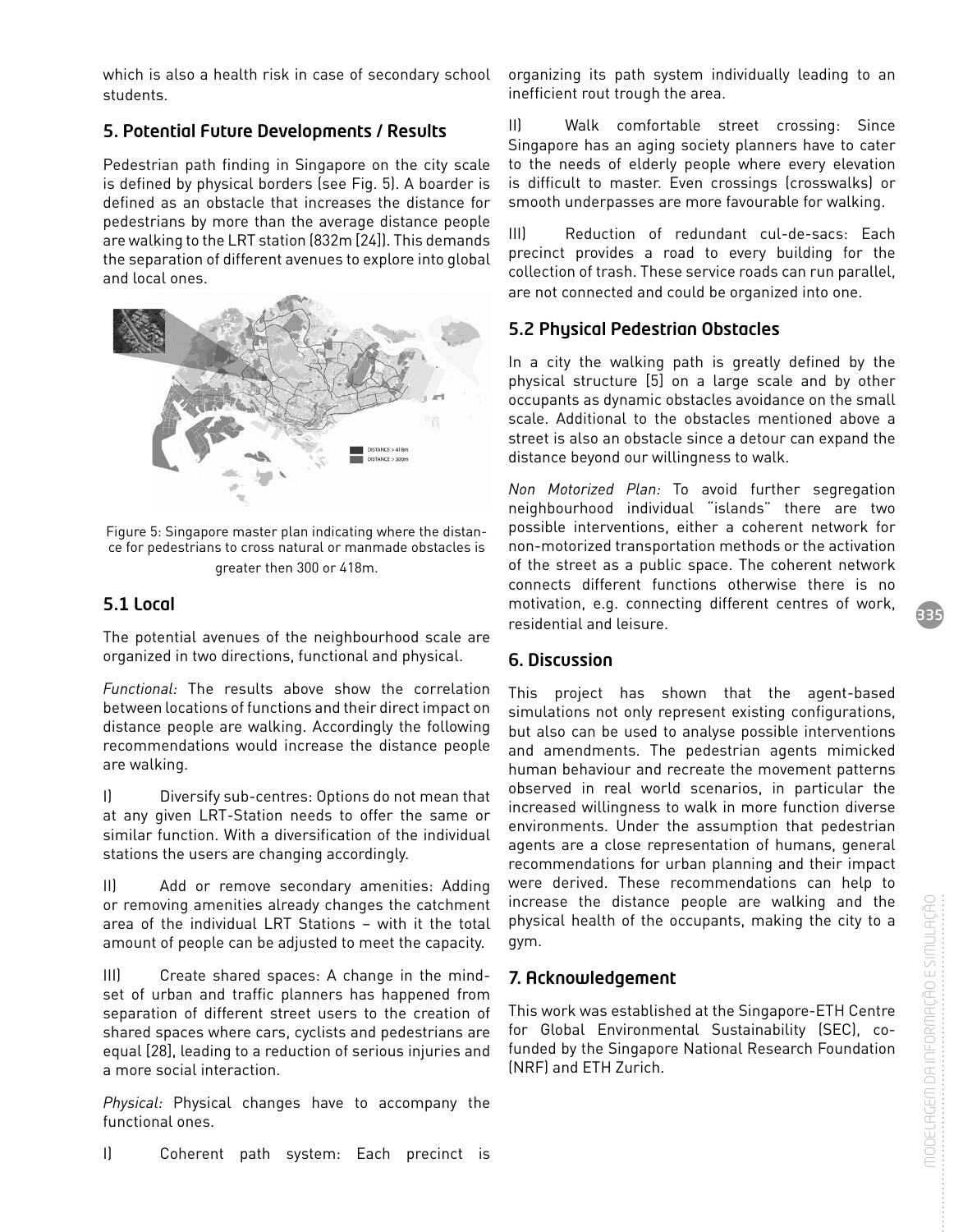which is also a health risk in case of secondary school students.

## 5. Potential Future Developments / Results

Pedestrian path finding in Singapore on the city scale is defined by physical borders (see Fig. 5). A boarder is defined as an obstacle that increases the distance for pedestrians by more than the average distance people are walking to the LRT station (832m [24]). This demands the separation of different avenues to explore into global and local ones.

Figure 5: Singapore master plan indicating where the distance for pedestrians to cross natural or manmade obstacles is greater then 300 or 418m.

### 5.1 Local

The potential avenues of the neighbourhood scale are organized in two directions, functional and physical.

*Functional:* The results above show the correlation between locations of functions and their direct impact on distance people are walking. Accordingly the following recommendations would increase the distance people are walking.

I) Diversify sub-centres: Options do not mean that at any given LRT-Station needs to offer the same or similar function. With a diversification of the individual stations the users are changing accordingly.

II) Add or remove secondary amenities: Adding or removing amenities already changes the catchment area of the individual LRT Stations – with it the total amount of people can be adjusted to meet the capacity.

III) Create shared spaces: A change in the mindset of urban and traffic planners has happened from separation of different street users to the creation of shared spaces where cars, cyclists and pedestrians are equal [28], leading to a reduction of serious injuries and a more social interaction.

*Physical:* Physical changes have to accompany the functional ones.

I) Coherent path system: Each precinct is organizing its path system individually leading to an inefficient rout trough the area.

II) Walk comfortable street crossing: Since Singapore has an aging society planners have to cater to the needs of elderly people where every elevation is difficult to master. Even crossings (crosswalks) or smooth underpasses are more favourable for walking.

III) Reduction of redundant cul-de-sacs: Each precinct provides a road to every building for the collection of trash. These service roads can run parallel, are not connected and could be organized into one.

### 5.2 Physical Pedestrian Obstacles

In a city the walking path is greatly defined by the physical structure [5] on a large scale and by other occupants as dynamic obstacles avoidance on the small scale. Additional to the obstacles mentioned above a street is also an obstacle since a detour can expand the distance beyond our willingness to walk.

*Non Motorized Plan:* To avoid further segregation neighbourhood individual "islands" there are two possible interventions, either a coherent network for non-motorized transportation methods or the activation of the street as a public space. The coherent network connects different functions otherwise there is no motivation, e.g. connecting different centres of work, residential and leisure.

## 6. Discussion

This project has shown that the agent-based simulations not only represent existing configurations, but also can be used to analyse possible interventions and amendments. The pedestrian agents mimicked human behaviour and recreate the movement patterns observed in real world scenarios, in particular the increased willingness to walk in more function diverse environments. Under the assumption that pedestrian agents are a close representation of humans, general recommendations for urban planning and their impact were derived. These recommendations can help to increase the distance people are walking and the physical health of the occupants, making the city to a gym.

## 7. Acknowledgement

This work was established at the Singapore-ETH Centre for Global Environmental Sustainability (SEC), co-funded by the Singapore National Research Foundation (NRF) and ETH Zurich.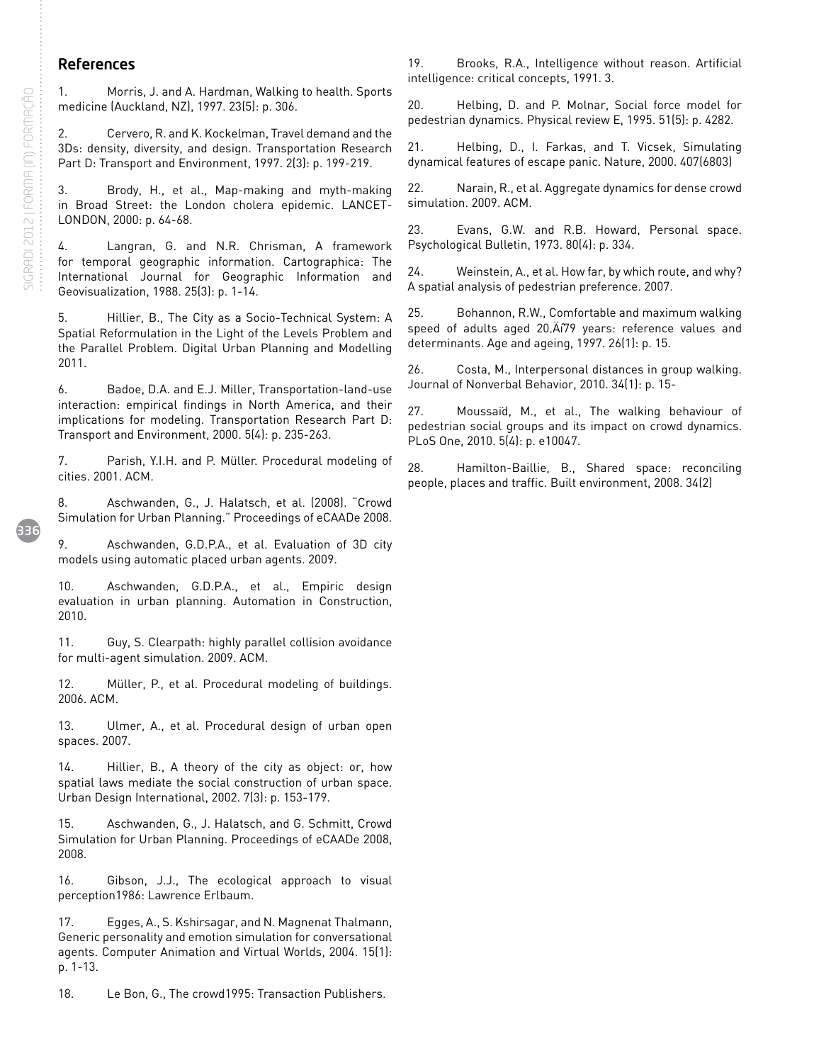## References

1. Morris, J. and A. Hardman, Walking to health. Sports medicine (Auckland, NZ), 1997. 23(5): p. 306.

2. Cervero, R. and K. Kockelman, Travel demand and the 3Ds: density, diversity, and design. Transportation Research Part D: Transport and Environment, 1997. 2(3): p. 199-219.

3. Brody, H., et al., Map-making and myth-making in Broad Street: the London cholera epidemic. LANCET-LONDON, 2000: p. 64-68.

4. Langran, G. and N.R. Chrisman, A framework for temporal geographic information. Cartographica: The International Journal for Geographic Information and Geovisualization, 1988. 25(3): p. 1-14.

5. Hillier, B., The City as a Socio-Technical System: A Spatial Reformulation in the Light of the Levels Problem and the Parallel Problem. Digital Urban Planning and Modelling 2011.

6. Badoe, D.A. and E.J. Miller, Transportation-land-use interaction: empirical findings in North America, and their implications for modeling. Transportation Research Part D: Transport and Environment, 2000. 5(4): p. 235-263.

7. Parish, Y.I.H. and P. Müller. Procedural modeling of cities. 2001. ACM.

8. Aschwanden, G., J. Halatsch, et al. (2008). "Crowd Simulation for Urban Planning." Proceedings of eCAADe 2008.

9. Aschwanden, G.D.P.A., et al. Evaluation of 3D city models using automatic placed urban agents. 2009.

10. Aschwanden, G.D.P.A., et al., Empiric design evaluation in urban planning. Automation in Construction, 2010.

11. Guy, S. Clearpath: highly parallel collision avoidance for multi-agent simulation. 2009. ACM.

12. Müller, P., et al. Procedural modeling of buildings. 2006. ACM.

13. Ulmer, A., et al. Procedural design of urban open spaces. 2007.

14. Hillier, B., A theory of the city as object: or, how spatial laws mediate the social construction of urban space. Urban Design International, 2002. 7(3): p. 153-179.

15. Aschwanden, G., J. Halatsch, and G. Schmitt, Crowd Simulation for Urban Planning. Proceedings of eCAADe 2008, 2008.

16. Gibson, J.J., The ecological approach to visual perception1986: Lawrence Erlbaum.

17. Egges, A., S. Kshirsagar, and N. Magnenat Thalmann, Generic personality and emotion simulation for conversational agents. Computer Animation and Virtual Worlds, 2004. 15(1): p. 1-13.

18. Le Bon, G., The crowd1995: Transaction Publishers.

19. Brooks, R.A., Intelligence without reason. Artificial intelligence: critical concepts, 1991. 3.

20. Helbing, D. and P. Molnar, Social force model for pedestrian dynamics. Physical review E, 1995. 51(5): p. 4282.

21. Helbing, D., I. Farkas, and T. Vicsek, Simulating dynamical features of escape panic. Nature, 2000. 407(6803)

22. Narain, R., et al. Aggregate dynamics for dense crowd simulation. 2009. ACM.

23. Evans, G.W. and R.B. Howard, Personal space. Psychological Bulletin, 1973. 80(4): p. 334.

24. Weinstein, A., et al. How far, by which route, and why? A spatial analysis of pedestrian preference. 2007.

25. Bohannon, R.W., Comfortable and maximum walking speed of adults aged 20‚Äì79 years: reference values and determinants. Age and ageing, 1997. 26(1): p. 15.

26. Costa, M., Interpersonal distances in group walking. Journal of Nonverbal Behavior, 2010. 34(1): p. 15-

27. Moussaïd, M., et al., The walking behaviour of pedestrian social groups and its impact on crowd dynamics. PLoS One, 2010. 5(4): p. e10047.

28. Hamilton-Baillie, B., Shared space: reconciling people, places and traffic. Built environment, 2008. 34(2)